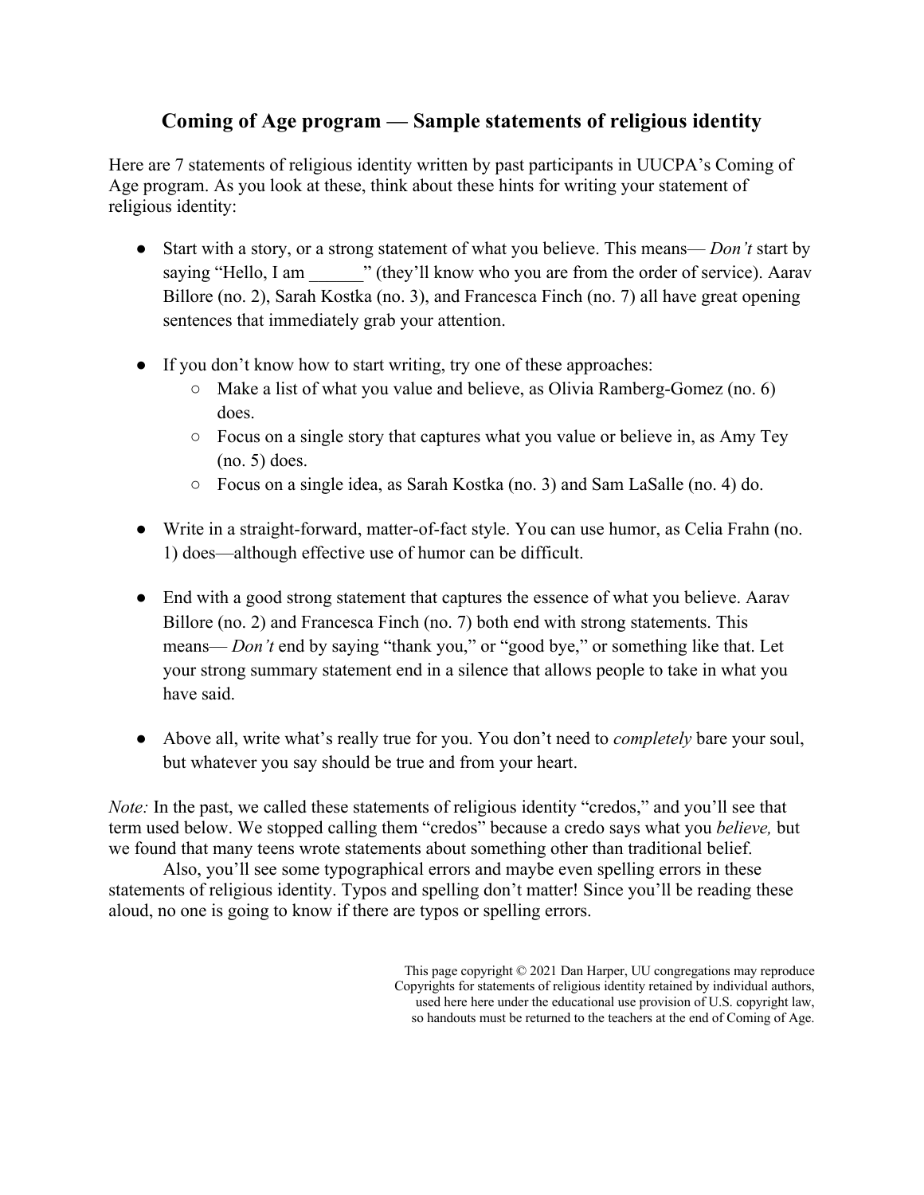# Coming of Age program — Sample statements of religious identity

Here are 7 statements of religious identity written by past participants in UUCPA's Coming of Age program. As you look at these, think about these hints for writing your statement of religious identity:

- Start with a story, or a strong statement of what you believe. This means— *Don't* start by saying "Hello, I am ______" (they'll know who you are from the order of service). Aarav Billore (no. 2), Sarah Kostka (no. 3), and Francesca Finch (no. 7) all have great opening sentences that immediately grab your attention.

- If you don't know how to start writing, try one of these approaches:
  - Make a list of what you value and believe, as Olivia Ramberg-Gomez (no. 6) does.
  - Focus on a single story that captures what you value or believe in, as Amy Tey (no. 5) does.
  - Focus on a single idea, as Sarah Kostka (no. 3) and Sam LaSalle (no. 4) do.

- Write in a straight-forward, matter-of-fact style. You can use humor, as Celia Frahn (no. 1) does—although effective use of humor can be difficult.

- End with a good strong statement that captures the essence of what you believe. Aarav Billore (no. 2) and Francesca Finch (no. 7) both end with strong statements. This means— *Don't* end by saying "thank you," or "good bye," or something like that. Let your strong summary statement end in a silence that allows people to take in what you have said.

- Above all, write what's really true for you. You don't need to *completely* bare your soul, but whatever you say should be true and from your heart.

*Note:* In the past, we called these statements of religious identity "credos," and you'll see that term used below. We stopped calling them "credos" because a credo says what you *believe,* but we found that many teens wrote statements about something other than traditional belief.

Also, you'll see some typographical errors and maybe even spelling errors in these statements of religious identity. Typos and spelling don't matter! Since you'll be reading these aloud, no one is going to know if there are typos or spelling errors.

This page copyright © 2021 Dan Harper, UU congregations may reproduce
Copyrights for statements of religious identity retained by individual authors, used here here under the educational use provision of U.S. copyright law, so handouts must be returned to the teachers at the end of Coming of Age.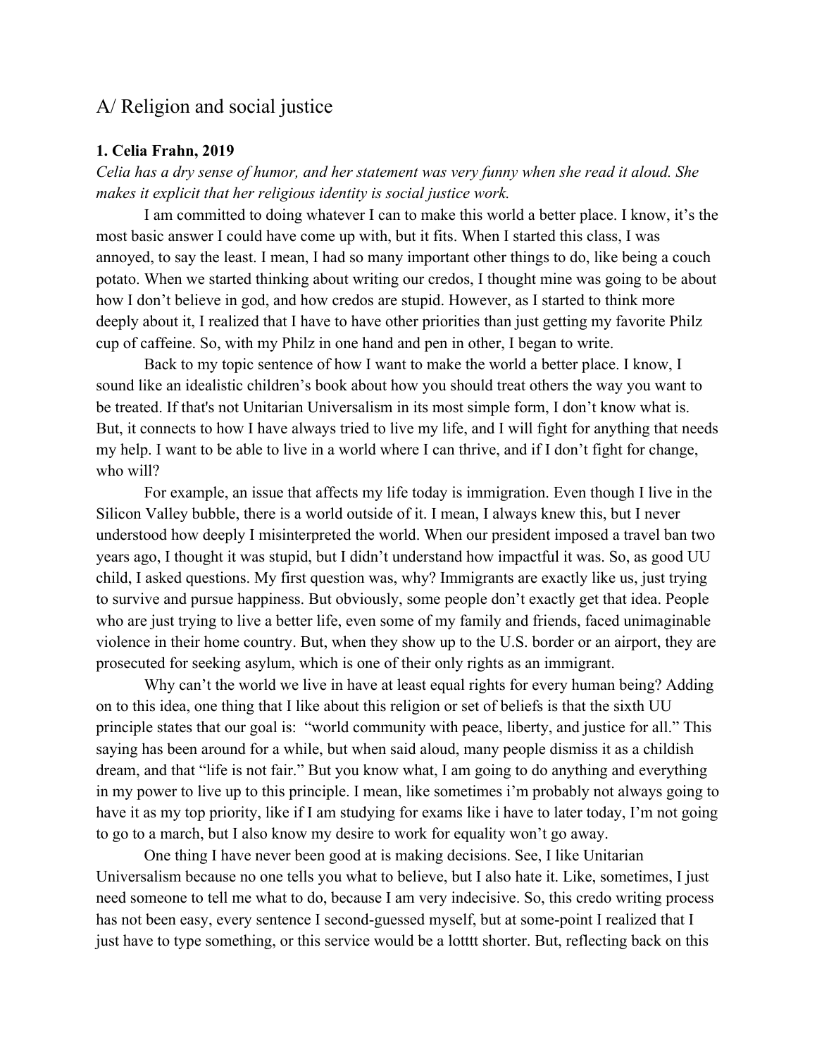# A/ Religion and social justice

**1. Celia Frahn, 2019**

*Celia has a dry sense of humor, and her statement was very funny when she read it aloud. She makes it explicit that her religious identity is social justice work.*

I am committed to doing whatever I can to make this world a better place. I know, it's the most basic answer I could have come up with, but it fits. When I started this class, I was annoyed, to say the least. I mean, I had so many important other things to do, like being a couch potato. When we started thinking about writing our credos, I thought mine was going to be about how I don't believe in god, and how credos are stupid. However, as I started to think more deeply about it, I realized that I have to have other priorities than just getting my favorite Philz cup of caffeine. So, with my Philz in one hand and pen in other, I began to write.

Back to my topic sentence of how I want to make the world a better place. I know, I sound like an idealistic children's book about how you should treat others the way you want to be treated. If that's not Unitarian Universalism in its most simple form, I don't know what is. But, it connects to how I have always tried to live my life, and I will fight for anything that needs my help. I want to be able to live in a world where I can thrive, and if I don't fight for change, who will?

For example, an issue that affects my life today is immigration. Even though I live in the Silicon Valley bubble, there is a world outside of it. I mean, I always knew this, but I never understood how deeply I misinterpreted the world. When our president imposed a travel ban two years ago, I thought it was stupid, but I didn't understand how impactful it was. So, as good UU child, I asked questions. My first question was, why? Immigrants are exactly like us, just trying to survive and pursue happiness. But obviously, some people don't exactly get that idea. People who are just trying to live a better life, even some of my family and friends, faced unimaginable violence in their home country. But, when they show up to the U.S. border or an airport, they are prosecuted for seeking asylum, which is one of their only rights as an immigrant.

Why can't the world we live in have at least equal rights for every human being? Adding on to this idea, one thing that I like about this religion or set of beliefs is that the sixth UU principle states that our goal is: "world community with peace, liberty, and justice for all." This saying has been around for a while, but when said aloud, many people dismiss it as a childish dream, and that "life is not fair." But you know what, I am going to do anything and everything in my power to live up to this principle. I mean, like sometimes i'm probably not always going to have it as my top priority, like if I am studying for exams like i have to later today, I'm not going to go to a march, but I also know my desire to work for equality won't go away.

One thing I have never been good at is making decisions. See, I like Unitarian Universalism because no one tells you what to believe, but I also hate it. Like, sometimes, I just need someone to tell me what to do, because I am very indecisive. So, this credo writing process has not been easy, every sentence I second-guessed myself, but at some-point I realized that I just have to type something, or this service would be a lotttt shorter. But, reflecting back on this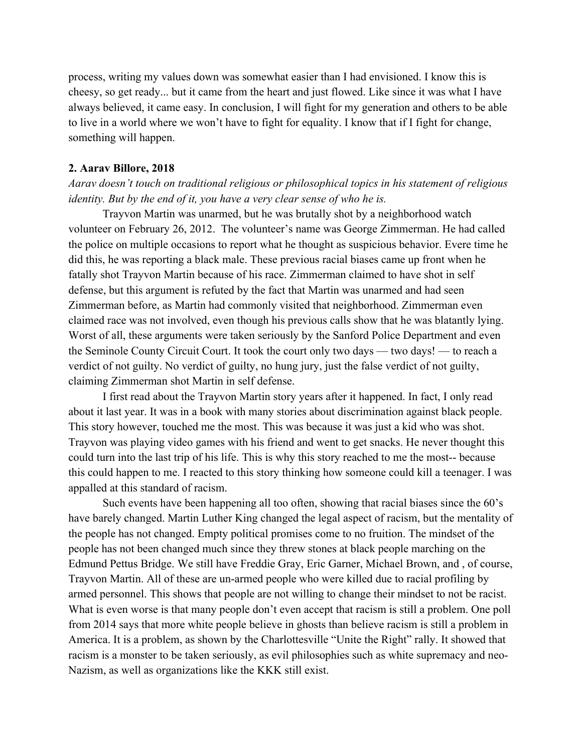process, writing my values down was somewhat easier than I had envisioned. I know this is cheesy, so get ready... but it came from the heart and just flowed. Like since it was what I have always believed, it came easy. In conclusion, I will fight for my generation and others to be able to live in a world where we won't have to fight for equality. I know that if I fight for change, something will happen.

**2. Aarav Billore, 2018**

*Aarav doesn't touch on traditional religious or philosophical topics in his statement of religious identity. But by the end of it, you have a very clear sense of who he is.*

Trayvon Martin was unarmed, but he was brutally shot by a neighborhood watch volunteer on February 26, 2012. The volunteer's name was George Zimmerman. He had called the police on multiple occasions to report what he thought as suspicious behavior. Evere time he did this, he was reporting a black male. These previous racial biases came up front when he fatally shot Trayvon Martin because of his race. Zimmerman claimed to have shot in self defense, but this argument is refuted by the fact that Martin was unarmed and had seen Zimmerman before, as Martin had commonly visited that neighborhood. Zimmerman even claimed race was not involved, even though his previous calls show that he was blatantly lying. Worst of all, these arguments were taken seriously by the Sanford Police Department and even the Seminole County Circuit Court. It took the court only two days — two days! — to reach a verdict of not guilty. No verdict of guilty, no hung jury, just the false verdict of not guilty, claiming Zimmerman shot Martin in self defense.

I first read about the Trayvon Martin story years after it happened. In fact, I only read about it last year. It was in a book with many stories about discrimination against black people. This story however, touched me the most. This was because it was just a kid who was shot. Trayvon was playing video games with his friend and went to get snacks. He never thought this could turn into the last trip of his life. This is why this story reached to me the most-- because this could happen to me. I reacted to this story thinking how someone could kill a teenager. I was appalled at this standard of racism.

Such events have been happening all too often, showing that racial biases since the 60's have barely changed. Martin Luther King changed the legal aspect of racism, but the mentality of the people has not changed. Empty political promises come to no fruition. The mindset of the people has not been changed much since they threw stones at black people marching on the Edmund Pettus Bridge. We still have Freddie Gray, Eric Garner, Michael Brown, and , of course, Trayvon Martin. All of these are un-armed people who were killed due to racial profiling by armed personnel. This shows that people are not willing to change their mindset to not be racist. What is even worse is that many people don't even accept that racism is still a problem. One poll from 2014 says that more white people believe in ghosts than believe racism is still a problem in America. It is a problem, as shown by the Charlottesville "Unite the Right" rally. It showed that racism is a monster to be taken seriously, as evil philosophies such as white supremacy and neo-Nazism, as well as organizations like the KKK still exist.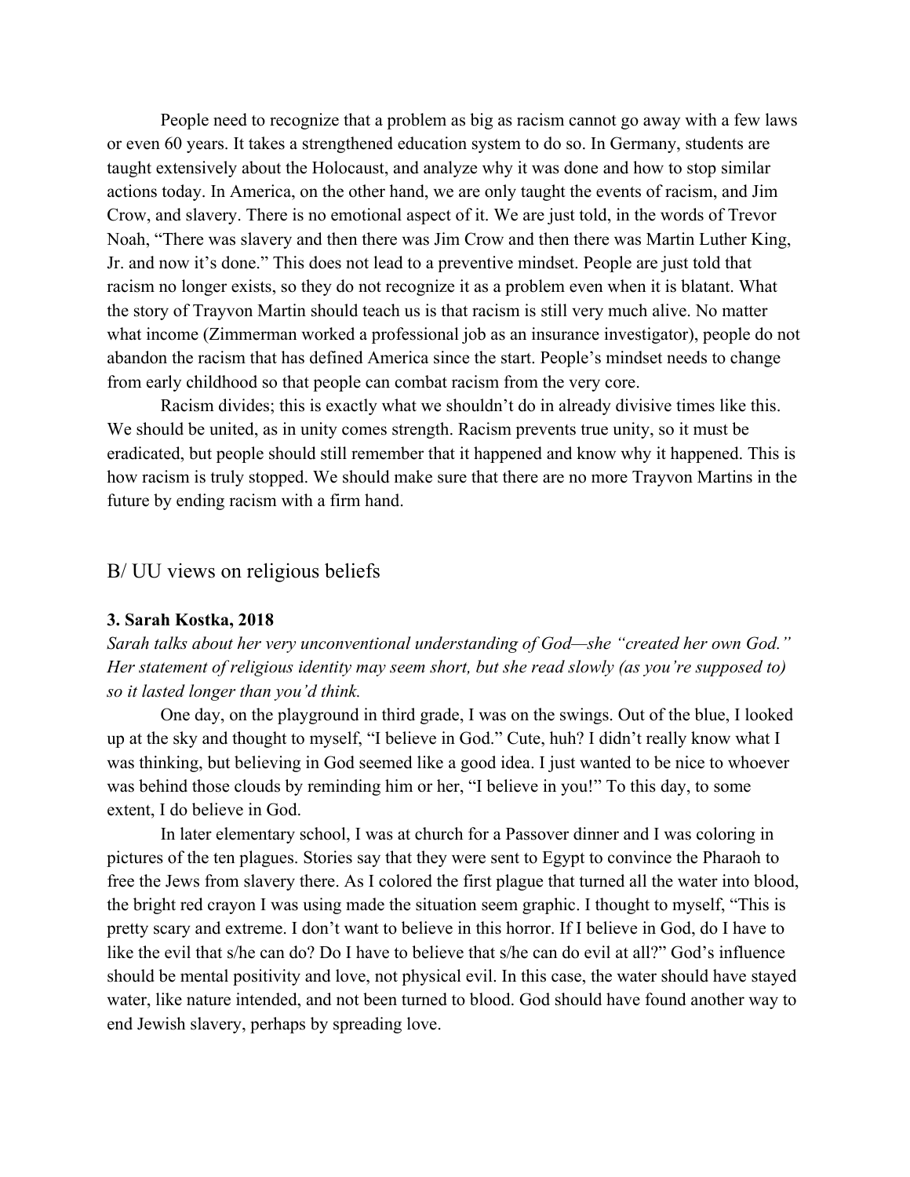People need to recognize that a problem as big as racism cannot go away with a few laws or even 60 years. It takes a strengthened education system to do so. In Germany, students are taught extensively about the Holocaust, and analyze why it was done and how to stop similar actions today. In America, on the other hand, we are only taught the events of racism, and Jim Crow, and slavery. There is no emotional aspect of it. We are just told, in the words of Trevor Noah, "There was slavery and then there was Jim Crow and then there was Martin Luther King, Jr. and now it's done." This does not lead to a preventive mindset. People are just told that racism no longer exists, so they do not recognize it as a problem even when it is blatant. What the story of Trayvon Martin should teach us is that racism is still very much alive. No matter what income (Zimmerman worked a professional job as an insurance investigator), people do not abandon the racism that has defined America since the start. People's mindset needs to change from early childhood so that people can combat racism from the very core.

Racism divides; this is exactly what we shouldn't do in already divisive times like this. We should be united, as in unity comes strength. Racism prevents true unity, so it must be eradicated, but people should still remember that it happened and know why it happened. This is how racism is truly stopped. We should make sure that there are no more Trayvon Martins in the future by ending racism with a firm hand.

## B/ UU views on religious beliefs

### 3. Sarah Kostka, 2018

*Sarah talks about her very unconventional understanding of God—she "created her own God." Her statement of religious identity may seem short, but she read slowly (as you're supposed to) so it lasted longer than you'd think.*

One day, on the playground in third grade, I was on the swings. Out of the blue, I looked up at the sky and thought to myself, "I believe in God." Cute, huh? I didn't really know what I was thinking, but believing in God seemed like a good idea. I just wanted to be nice to whoever was behind those clouds by reminding him or her, "I believe in you!" To this day, to some extent, I do believe in God.

In later elementary school, I was at church for a Passover dinner and I was coloring in pictures of the ten plagues. Stories say that they were sent to Egypt to convince the Pharaoh to free the Jews from slavery there. As I colored the first plague that turned all the water into blood, the bright red crayon I was using made the situation seem graphic. I thought to myself, "This is pretty scary and extreme. I don't want to believe in this horror. If I believe in God, do I have to like the evil that s/he can do? Do I have to believe that s/he can do evil at all?" God's influence should be mental positivity and love, not physical evil. In this case, the water should have stayed water, like nature intended, and not been turned to blood. God should have found another way to end Jewish slavery, perhaps by spreading love.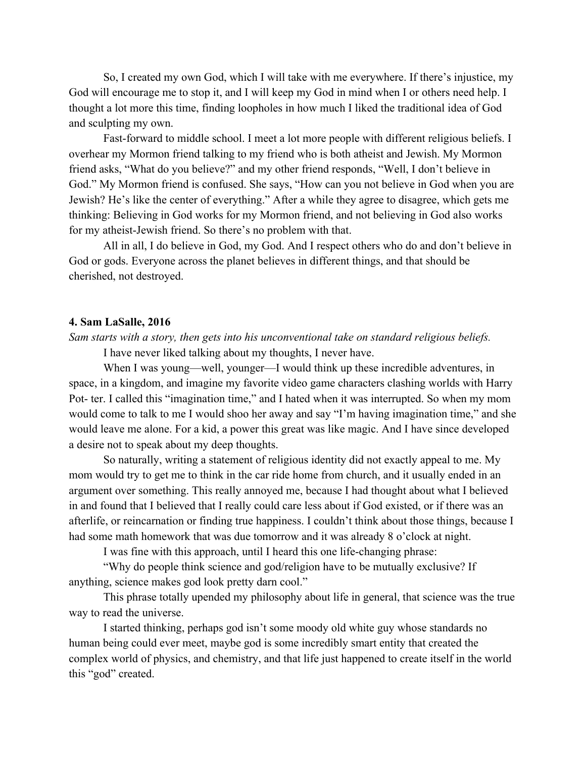So, I created my own God, which I will take with me everywhere. If there's injustice, my God will encourage me to stop it, and I will keep my God in mind when I or others need help. I thought a lot more this time, finding loopholes in how much I liked the traditional idea of God and sculpting my own.

Fast-forward to middle school. I meet a lot more people with different religious beliefs. I overhear my Mormon friend talking to my friend who is both atheist and Jewish. My Mormon friend asks, "What do you believe?" and my other friend responds, "Well, I don't believe in God." My Mormon friend is confused. She says, "How can you not believe in God when you are Jewish? He's like the center of everything." After a while they agree to disagree, which gets me thinking: Believing in God works for my Mormon friend, and not believing in God also works for my atheist-Jewish friend. So there's no problem with that.

All in all, I do believe in God, my God. And I respect others who do and don't believe in God or gods. Everyone across the planet believes in different things, and that should be cherished, not destroyed.

#### 4. Sam LaSalle, 2016

*Sam starts with a story, then gets into his unconventional take on standard religious beliefs.*

I have never liked talking about my thoughts, I never have.

When I was young—well, younger—I would think up these incredible adventures, in space, in a kingdom, and imagine my favorite video game characters clashing worlds with Harry Pot- ter. I called this "imagination time," and I hated when it was interrupted. So when my mom would come to talk to me I would shoo her away and say "I'm having imagination time," and she would leave me alone. For a kid, a power this great was like magic. And I have since developed a desire not to speak about my deep thoughts.

So naturally, writing a statement of religious identity did not exactly appeal to me. My mom would try to get me to think in the car ride home from church, and it usually ended in an argument over something. This really annoyed me, because I had thought about what I believed in and found that I believed that I really could care less about if God existed, or if there was an afterlife, or reincarnation or finding true happiness. I couldn't think about those things, because I had some math homework that was due tomorrow and it was already 8 o'clock at night.

I was fine with this approach, until I heard this one life-changing phrase:

"Why do people think science and god/religion have to be mutually exclusive? If anything, science makes god look pretty darn cool."

This phrase totally upended my philosophy about life in general, that science was the true way to read the universe.

I started thinking, perhaps god isn't some moody old white guy whose standards no human being could ever meet, maybe god is some incredibly smart entity that created the complex world of physics, and chemistry, and that life just happened to create itself in the world this "god" created.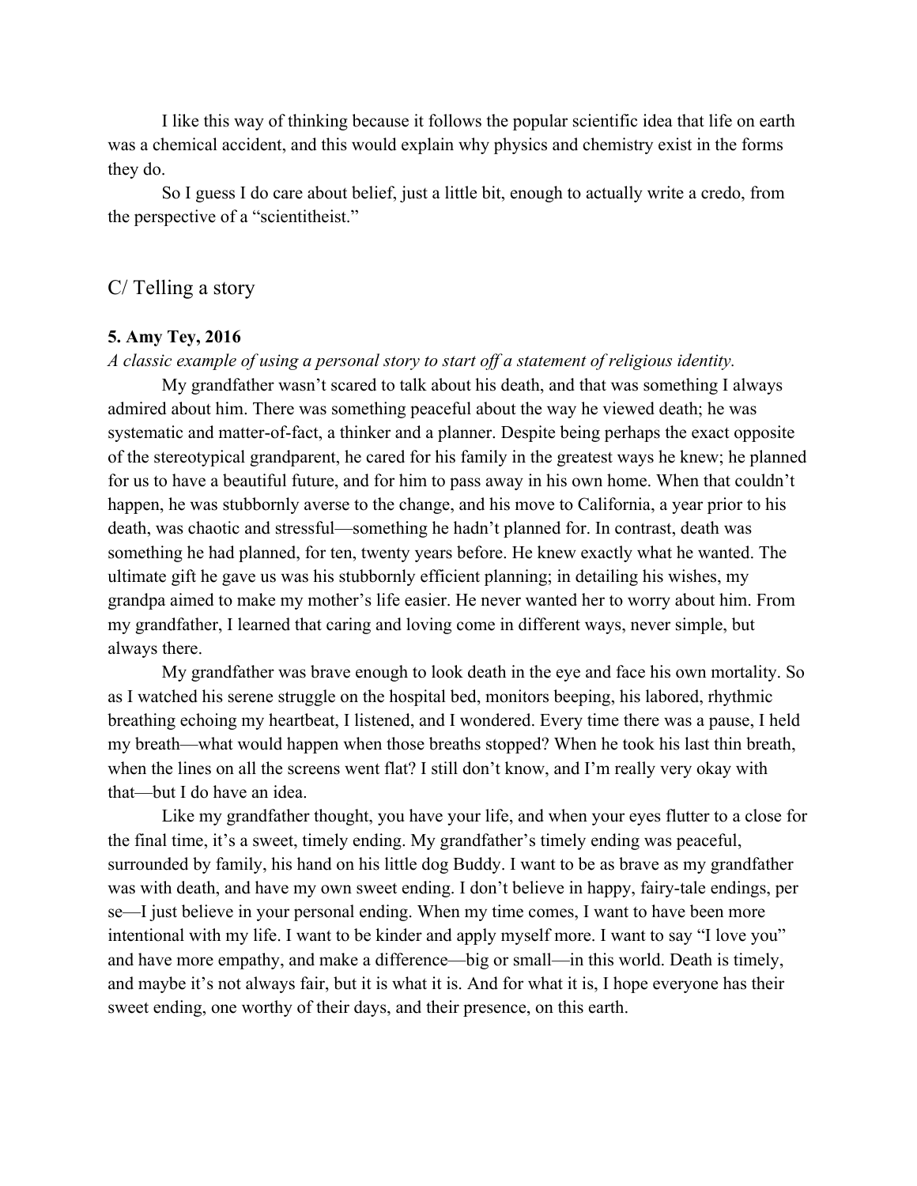I like this way of thinking because it follows the popular scientific idea that life on earth was a chemical accident, and this would explain why physics and chemistry exist in the forms they do.

So I guess I do care about belief, just a little bit, enough to actually write a credo, from the perspective of a "scientitheist."

## C/ Telling a story

**5. Amy Tey, 2016**

*A classic example of using a personal story to start off a statement of religious identity.*

My grandfather wasn't scared to talk about his death, and that was something I always admired about him. There was something peaceful about the way he viewed death; he was systematic and matter-of-fact, a thinker and a planner. Despite being perhaps the exact opposite of the stereotypical grandparent, he cared for his family in the greatest ways he knew; he planned for us to have a beautiful future, and for him to pass away in his own home. When that couldn't happen, he was stubbornly averse to the change, and his move to California, a year prior to his death, was chaotic and stressful—something he hadn't planned for. In contrast, death was something he had planned, for ten, twenty years before. He knew exactly what he wanted. The ultimate gift he gave us was his stubbornly efficient planning; in detailing his wishes, my grandpa aimed to make my mother's life easier. He never wanted her to worry about him. From my grandfather, I learned that caring and loving come in different ways, never simple, but always there.

My grandfather was brave enough to look death in the eye and face his own mortality. So as I watched his serene struggle on the hospital bed, monitors beeping, his labored, rhythmic breathing echoing my heartbeat, I listened, and I wondered. Every time there was a pause, I held my breath—what would happen when those breaths stopped? When he took his last thin breath, when the lines on all the screens went flat? I still don't know, and I'm really very okay with that—but I do have an idea.

Like my grandfather thought, you have your life, and when your eyes flutter to a close for the final time, it's a sweet, timely ending. My grandfather's timely ending was peaceful, surrounded by family, his hand on his little dog Buddy. I want to be as brave as my grandfather was with death, and have my own sweet ending. I don't believe in happy, fairy-tale endings, per se—I just believe in your personal ending. When my time comes, I want to have been more intentional with my life. I want to be kinder and apply myself more. I want to say "I love you" and have more empathy, and make a difference—big or small—in this world. Death is timely, and maybe it's not always fair, but it is what it is. And for what it is, I hope everyone has their sweet ending, one worthy of their days, and their presence, on this earth.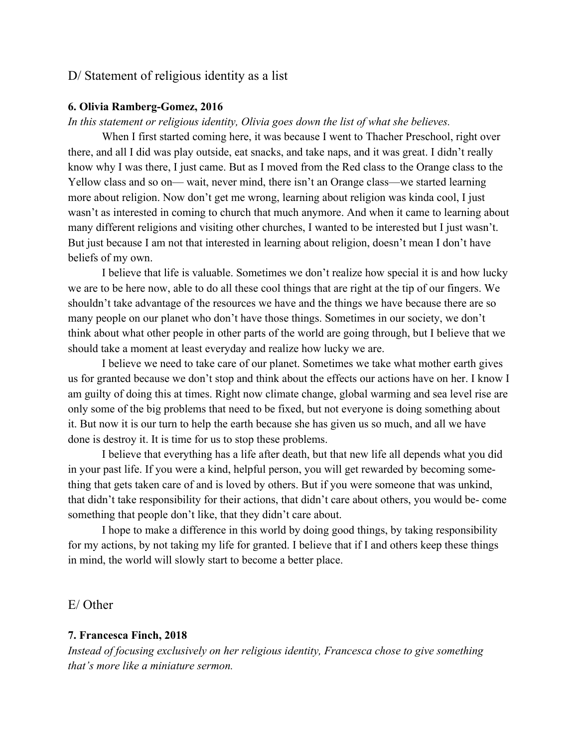## D/ Statement of religious identity as a list

**6. Olivia Ramberg-Gomez, 2016**

*In this statement or religious identity, Olivia goes down the list of what she believes.*

When I first started coming here, it was because I went to Thacher Preschool, right over there, and all I did was play outside, eat snacks, and take naps, and it was great. I didn't really know why I was there, I just came. But as I moved from the Red class to the Orange class to the Yellow class and so on— wait, never mind, there isn't an Orange class—we started learning more about religion. Now don't get me wrong, learning about religion was kinda cool, I just wasn't as interested in coming to church that much anymore. And when it came to learning about many different religions and visiting other churches, I wanted to be interested but I just wasn't. But just because I am not that interested in learning about religion, doesn't mean I don't have beliefs of my own.

I believe that life is valuable. Sometimes we don't realize how special it is and how lucky we are to be here now, able to do all these cool things that are right at the tip of our fingers. We shouldn't take advantage of the resources we have and the things we have because there are so many people on our planet who don't have those things. Sometimes in our society, we don't think about what other people in other parts of the world are going through, but I believe that we should take a moment at least everyday and realize how lucky we are.

I believe we need to take care of our planet. Sometimes we take what mother earth gives us for granted because we don't stop and think about the effects our actions have on her. I know I am guilty of doing this at times. Right now climate change, global warming and sea level rise are only some of the big problems that need to be fixed, but not everyone is doing something about it. But now it is our turn to help the earth because she has given us so much, and all we have done is destroy it. It is time for us to stop these problems.

I believe that everything has a life after death, but that new life all depends what you did in your past life. If you were a kind, helpful person, you will get rewarded by becoming something that gets taken care of and is loved by others. But if you were someone that was unkind, that didn't take responsibility for their actions, that didn't care about others, you would become something that people don't like, that they didn't care about.

I hope to make a difference in this world by doing good things, by taking responsibility for my actions, by not taking my life for granted. I believe that if I and others keep these things in mind, the world will slowly start to become a better place.

## E/ Other

**7. Francesca Finch, 2018**

*Instead of focusing exclusively on her religious identity, Francesca chose to give something that's more like a miniature sermon.*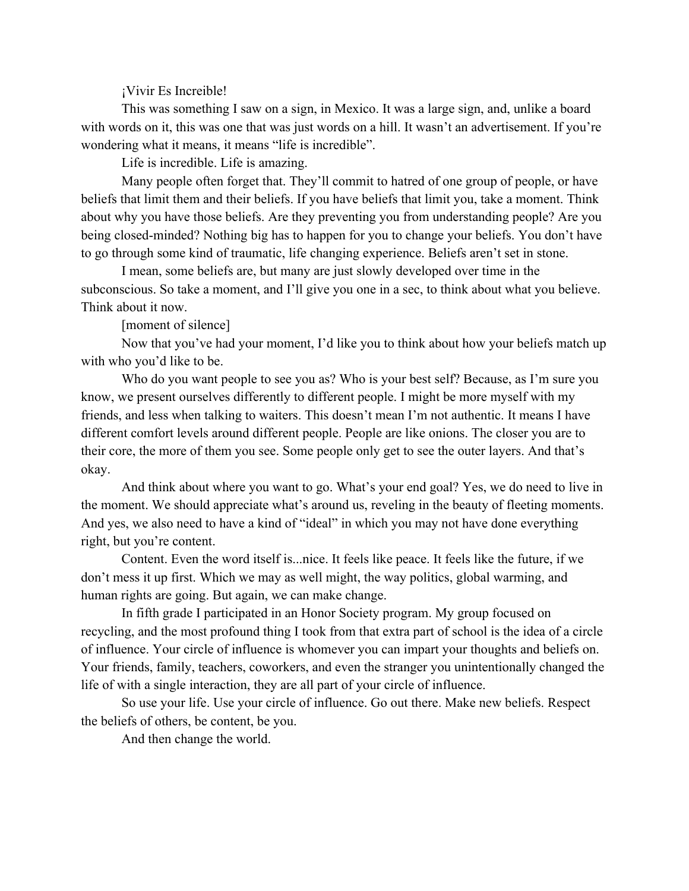¡Vivir Es Increible!

This was something I saw on a sign, in Mexico. It was a large sign, and, unlike a board with words on it, this was one that was just words on a hill. It wasn't an advertisement. If you're wondering what it means, it means "life is incredible".

Life is incredible. Life is amazing.

Many people often forget that. They'll commit to hatred of one group of people, or have beliefs that limit them and their beliefs. If you have beliefs that limit you, take a moment. Think about why you have those beliefs. Are they preventing you from understanding people? Are you being closed-minded? Nothing big has to happen for you to change your beliefs. You don't have to go through some kind of traumatic, life changing experience. Beliefs aren't set in stone.

I mean, some beliefs are, but many are just slowly developed over time in the subconscious. So take a moment, and I'll give you one in a sec, to think about what you believe. Think about it now.

[moment of silence]

Now that you've had your moment, I'd like you to think about how your beliefs match up with who you'd like to be.

Who do you want people to see you as? Who is your best self? Because, as I'm sure you know, we present ourselves differently to different people. I might be more myself with my friends, and less when talking to waiters. This doesn't mean I'm not authentic. It means I have different comfort levels around different people. People are like onions. The closer you are to their core, the more of them you see. Some people only get to see the outer layers. And that's okay.

And think about where you want to go. What's your end goal? Yes, we do need to live in the moment. We should appreciate what's around us, reveling in the beauty of fleeting moments. And yes, we also need to have a kind of "ideal" in which you may not have done everything right, but you're content.

Content. Even the word itself is...nice. It feels like peace. It feels like the future, if we don't mess it up first. Which we may as well might, the way politics, global warming, and human rights are going. But again, we can make change.

In fifth grade I participated in an Honor Society program. My group focused on recycling, and the most profound thing I took from that extra part of school is the idea of a circle of influence. Your circle of influence is whomever you can impart your thoughts and beliefs on. Your friends, family, teachers, coworkers, and even the stranger you unintentionally changed the life of with a single interaction, they are all part of your circle of influence.

So use your life. Use your circle of influence. Go out there. Make new beliefs. Respect the beliefs of others, be content, be you.

And then change the world.